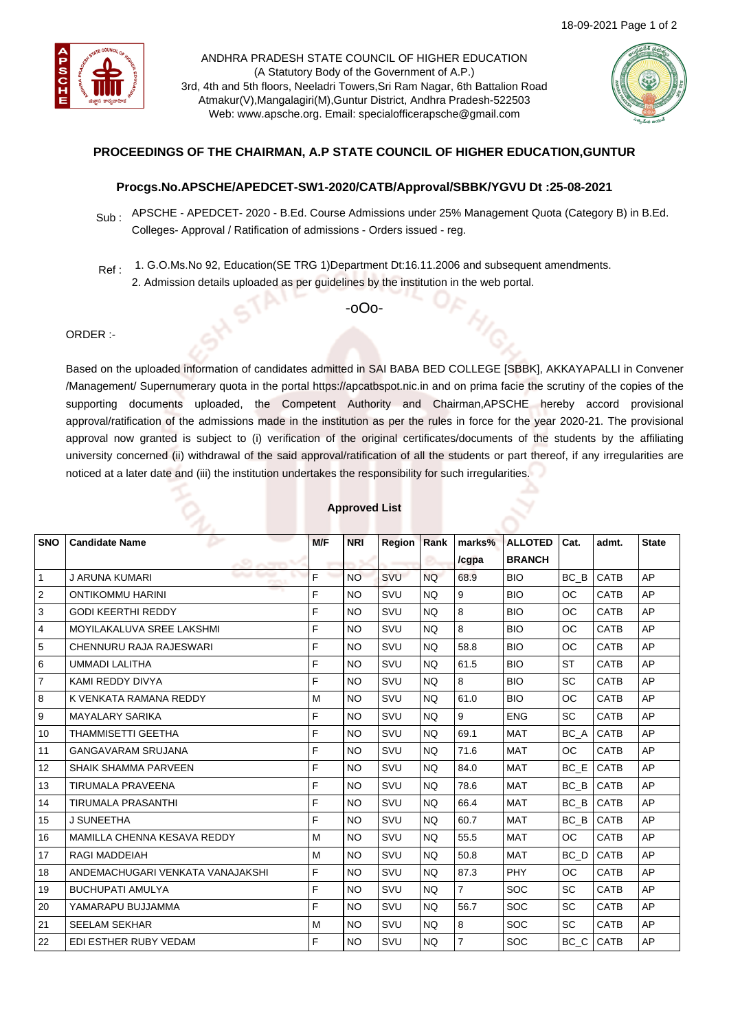ANDHRA PRADESH STATE COUNCIL OF HIGHER EDUCATION
(A Statutory Body of the Government of A.P.)
3rd, 4th and 5th floors, Neeladri Towers,Sri Ram Nagar, 6th Battalion Road
Atmakur(V),Mangalagiri(M),Guntur District, Andhra Pradesh-522503
Web: www.apsche.org. Email: specialofficerapsche@gmail.com

## PROCEEDINGS OF THE CHAIRMAN, A.P STATE COUNCIL OF HIGHER EDUCATION,GUNTUR

### Procgs.No.APSCHE/APEDCET-SW1-2020/CATB/Approval/SBBK/YGVU Dt :25-08-2021

Sub : APSCHE - APEDCET- 2020 - B.Ed. Course Admissions under 25% Management Quota (Category B) in B.Ed. Colleges- Approval / Ratification of admissions - Orders issued - reg.

Ref : 1. G.O.Ms.No 92, Education(SE TRG 1)Department Dt:16.11.2006 and subsequent amendments.
2. Admission details uploaded as per guidelines by the institution in the web portal.

-oOo-

ORDER :-

Based on the uploaded information of candidates admitted in SAI BABA BED COLLEGE [SBBK], AKKAYAPALLI in Convener /Management/ Supernumerary quota in the portal https://apcatbspot.nic.in and on prima facie the scrutiny of the copies of the supporting documents uploaded, the Competent Authority and Chairman,APSCHE hereby accord provisional approval/ratification of the admissions made in the institution as per the rules in force for the year 2020-21. The provisional approval now granted is subject to (i) verification of the original certificates/documents of the students by the affiliating university concerned (ii) withdrawal of the said approval/ratification of all the students or part thereof, if any irregularities are noticed at a later date and (iii) the institution undertakes the responsibility for such irregularities.

**Approved List**

| SNO | Candidate Name | M/F | NRI | Region | Rank | marks% /cgpa | ALLOTED BRANCH | Cat. | admt. | State |
|---|---|---|---|---|---|---|---|---|---|---|
| 1 | J ARUNA KUMARI | F | NO | SVU | NQ | 68.9 | BIO | BC_B | CATB | AP |
| 2 | ONTIKOMMU HARINI | F | NO | SVU | NQ | 9 | BIO | OC | CATB | AP |
| 3 | GODI KEERTHI REDDY | F | NO | SVU | NQ | 8 | BIO | OC | CATB | AP |
| 4 | MOYILAKALUVA SREE LAKSHMI | F | NO | SVU | NQ | 8 | BIO | OC | CATB | AP |
| 5 | CHENNURU RAJA RAJESWARI | F | NO | SVU | NQ | 58.8 | BIO | OC | CATB | AP |
| 6 | UMMADI LALITHA | F | NO | SVU | NQ | 61.5 | BIO | ST | CATB | AP |
| 7 | KAMI REDDY DIVYA | F | NO | SVU | NQ | 8 | BIO | SC | CATB | AP |
| 8 | K VENKATA RAMANA REDDY | M | NO | SVU | NQ | 61.0 | BIO | OC | CATB | AP |
| 9 | MAYALARY SARIKA | F | NO | SVU | NQ | 9 | ENG | SC | CATB | AP |
| 10 | THAMMISETTI GEETHA | F | NO | SVU | NQ | 69.1 | MAT | BC_A | CATB | AP |
| 11 | GANGAVARAM SRUJANA | F | NO | SVU | NQ | 71.6 | MAT | OC | CATB | AP |
| 12 | SHAIK SHAMMA PARVEEN | F | NO | SVU | NQ | 84.0 | MAT | BC_E | CATB | AP |
| 13 | TIRUMALA PRAVEENA | F | NO | SVU | NQ | 78.6 | MAT | BC_B | CATB | AP |
| 14 | TIRUMALA PRASANTHI | F | NO | SVU | NQ | 66.4 | MAT | BC_B | CATB | AP |
| 15 | J SUNEETHA | F | NO | SVU | NQ | 60.7 | MAT | BC_B | CATB | AP |
| 16 | MAMILLA CHENNA KESAVA REDDY | M | NO | SVU | NQ | 55.5 | MAT | OC | CATB | AP |
| 17 | RAGI MADDEIAH | M | NO | SVU | NQ | 50.8 | MAT | BC_D | CATB | AP |
| 18 | ANDEMACHUGARI VENKATA VANAJAKSHI | F | NO | SVU | NQ | 87.3 | PHY | OC | CATB | AP |
| 19 | BUCHUPATI AMULYA | F | NO | SVU | NQ | 7 | SOC | SC | CATB | AP |
| 20 | YAMARAPU BUJJAMMA | F | NO | SVU | NQ | 56.7 | SOC | SC | CATB | AP |
| 21 | SEELAM SEKHAR | M | NO | SVU | NQ | 8 | SOC | SC | CATB | AP |
| 22 | EDI ESTHER RUBY VEDAM | F | NO | SVU | NQ | 7 | SOC | BC_C | CATB | AP |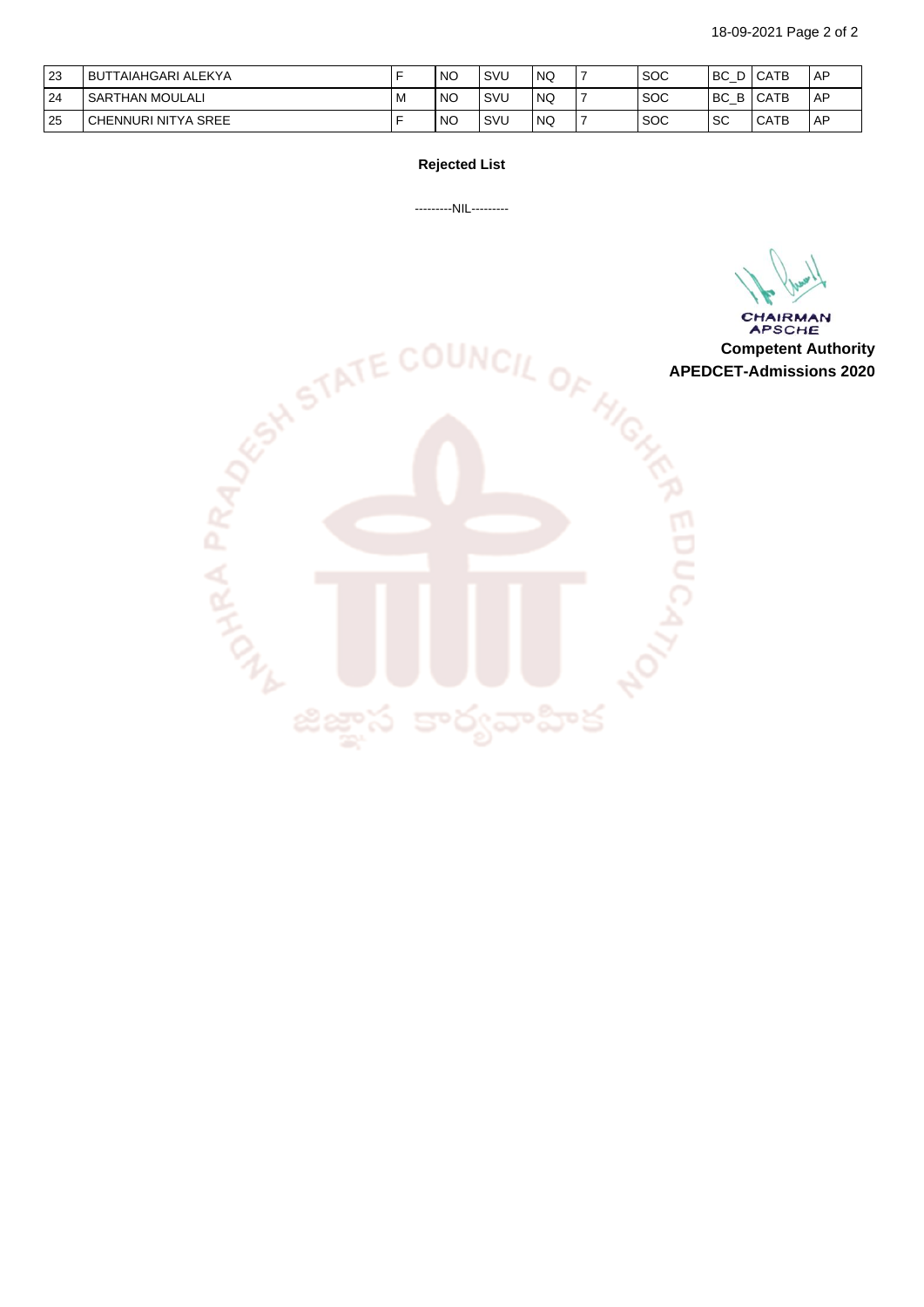| | | | | | | | | | | |
|---|---|---|---|---|---|---|---|---|---|---|
| 23 | BUTTAIAHGARI ALEKYA | F | NO | SVU | NQ | 7 | SOC | BC_D | CATB | AP |
| 24 | SARTHAN MOULALI | M | NO | SVU | NQ | 7 | SOC | BC_B | CATB | AP |
| 25 | CHENNURI NITYA SREE | F | NO | SVU | NQ | 7 | SOC | SC | CATB | AP |

**Rejected List**

---------NIL---------

CHAIRMAN
APSCHE

**Competent Authority**
**APEDCET-Admissions 2020**